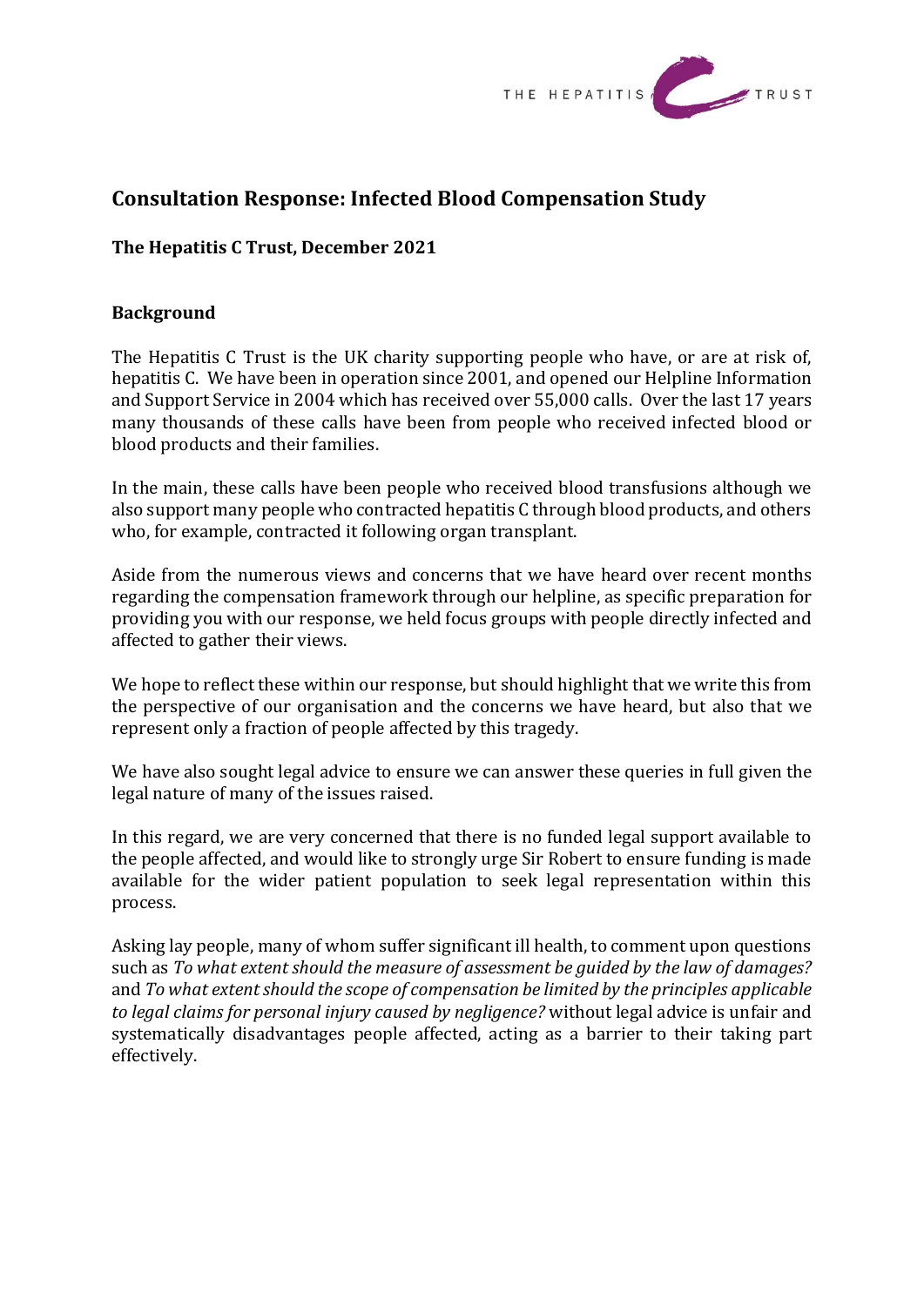THE HEPATITIS C TRUST

## Consultation Response: Infected Blood Compensation Study

### The Hepatitis C Trust, December 2021

### Background

The Hepatitis C Trust is the UK charity supporting people who have, or are at risk of, hepatitis C. We have been in operation since 2001, and opened our Helpline Information and Support Service in 2004 which has received over 55,000 calls. Over the last 17 years many thousands of these calls have been from people who received infected blood or blood products and their families.

In the main, these calls have been people who received blood transfusions although we also support many people who contracted hepatitis C through blood products, and others who, for example, contracted it following organ transplant.

Aside from the numerous views and concerns that we have heard over recent months regarding the compensation framework through our helpline, as specific preparation for providing you with our response, we held focus groups with people directly infected and affected to gather their views.

We hope to reflect these within our response, but should highlight that we write this from the perspective of our organisation and the concerns we have heard, but also that we represent only a fraction of people affected by this tragedy.

We have also sought legal advice to ensure we can answer these queries in full given the legal nature of many of the issues raised.

In this regard, we are very concerned that there is no funded legal support available to the people affected, and would like to strongly urge Sir Robert to ensure funding is made available for the wider patient population to seek legal representation within this process.

Asking lay people, many of whom suffer significant ill health, to comment upon questions such as *To what extent should the measure of assessment be guided by the law of damages?* and *To what extent should the scope of compensation be limited by the principles applicable to legal claims for personal injury caused by negligence?* without legal advice is unfair and systematically disadvantages people affected, acting as a barrier to their taking part effectively.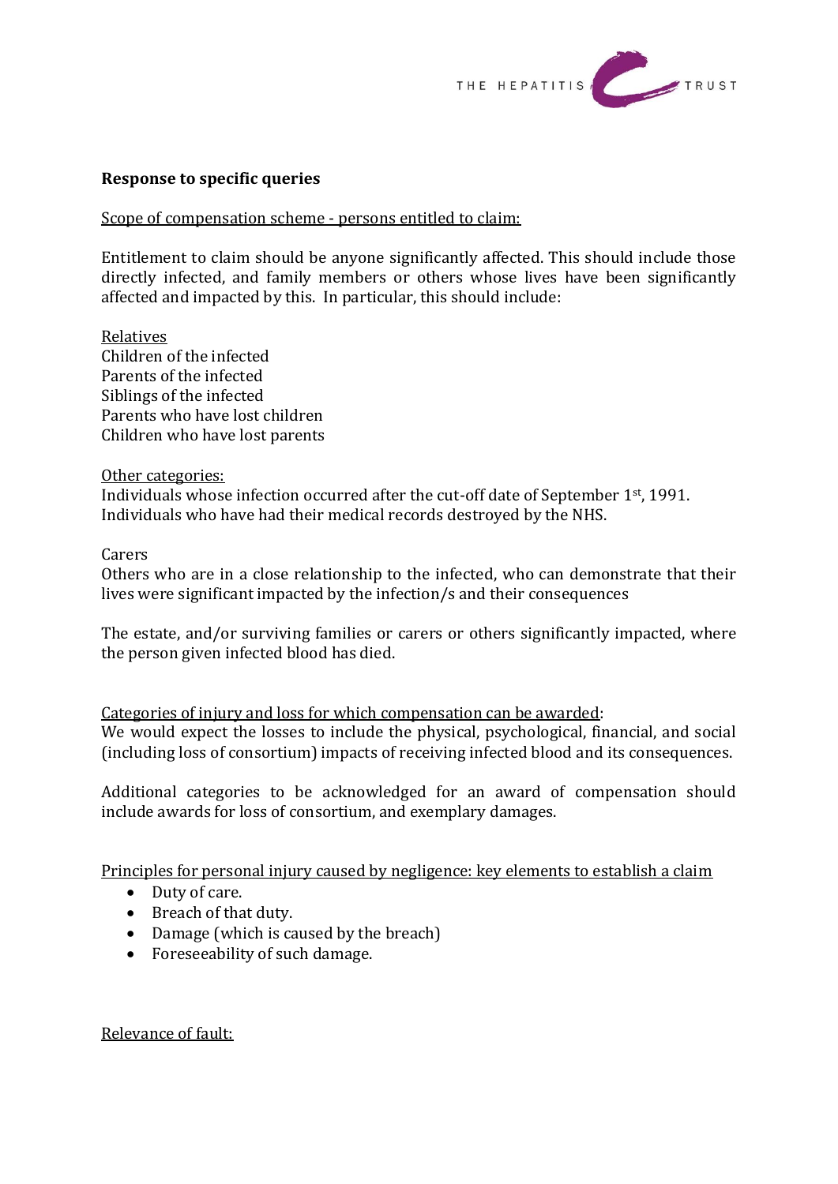**Response to specific queries**

Scope of compensation scheme - persons entitled to claim:

Entitlement to claim should be anyone significantly affected. This should include those directly infected, and family members or others whose lives have been significantly affected and impacted by this. In particular, this should include:

Relatives
Children of the infected
Parents of the infected
Siblings of the infected
Parents who have lost children
Children who have lost parents

Other categories:
Individuals whose infection occurred after the cut-off date of September 1st, 1991.
Individuals who have had their medical records destroyed by the NHS.

Carers
Others who are in a close relationship to the infected, who can demonstrate that their lives were significant impacted by the infection/s and their consequences

The estate, and/or surviving families or carers or others significantly impacted, where the person given infected blood has died.

Categories of injury and loss for which compensation can be awarded:
We would expect the losses to include the physical, psychological, financial, and social (including loss of consortium) impacts of receiving infected blood and its consequences.

Additional categories to be acknowledged for an award of compensation should include awards for loss of consortium, and exemplary damages.

Principles for personal injury caused by negligence: key elements to establish a claim

- Duty of care.
- Breach of that duty.
- Damage (which is caused by the breach)
- Foreseeability of such damage.

Relevance of fault: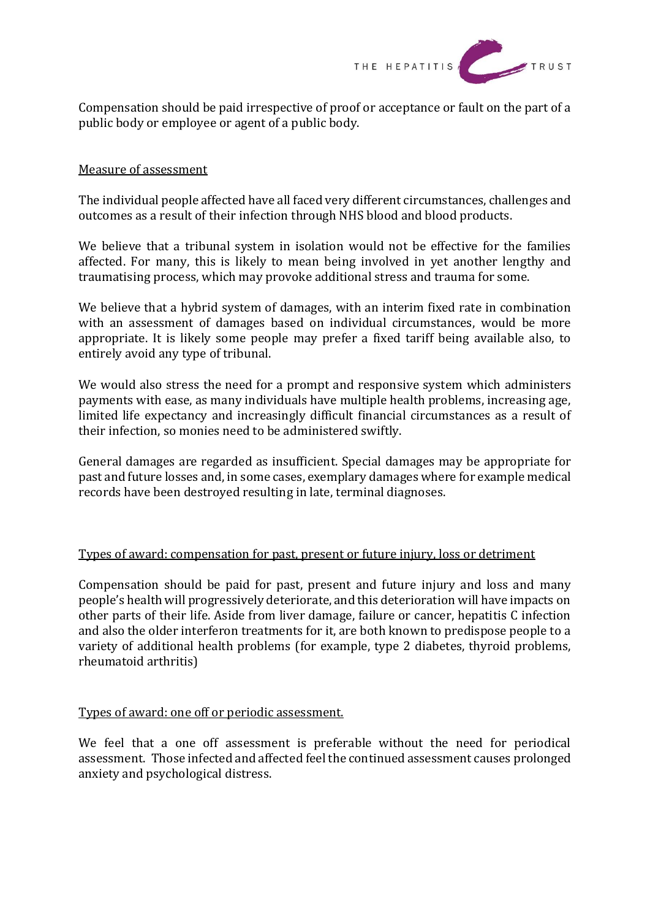Compensation should be paid irrespective of proof or acceptance or fault on the part of a public body or employee or agent of a public body.

<u>Measure of assessment</u>

The individual people affected have all faced very different circumstances, challenges and outcomes as a result of their infection through NHS blood and blood products.

We believe that a tribunal system in isolation would not be effective for the families affected. For many, this is likely to mean being involved in yet another lengthy and traumatising process, which may provoke additional stress and trauma for some.

We believe that a hybrid system of damages, with an interim fixed rate in combination with an assessment of damages based on individual circumstances, would be more appropriate. It is likely some people may prefer a fixed tariff being available also, to entirely avoid any type of tribunal.

We would also stress the need for a prompt and responsive system which administers payments with ease, as many individuals have multiple health problems, increasing age, limited life expectancy and increasingly difficult financial circumstances as a result of their infection, so monies need to be administered swiftly.

General damages are regarded as insufficient. Special damages may be appropriate for past and future losses and, in some cases, exemplary damages where for example medical records have been destroyed resulting in late, terminal diagnoses.

<u>Types of award: compensation for past, present or future injury, loss or detriment</u>

Compensation should be paid for past, present and future injury and loss and many people's health will progressively deteriorate, and this deterioration will have impacts on other parts of their life. Aside from liver damage, failure or cancer, hepatitis C infection and also the older interferon treatments for it, are both known to predispose people to a variety of additional health problems (for example, type 2 diabetes, thyroid problems, rheumatoid arthritis)

<u>Types of award: one off or periodic assessment.</u>

We feel that a one off assessment is preferable without the need for periodical assessment. Those infected and affected feel the continued assessment causes prolonged anxiety and psychological distress.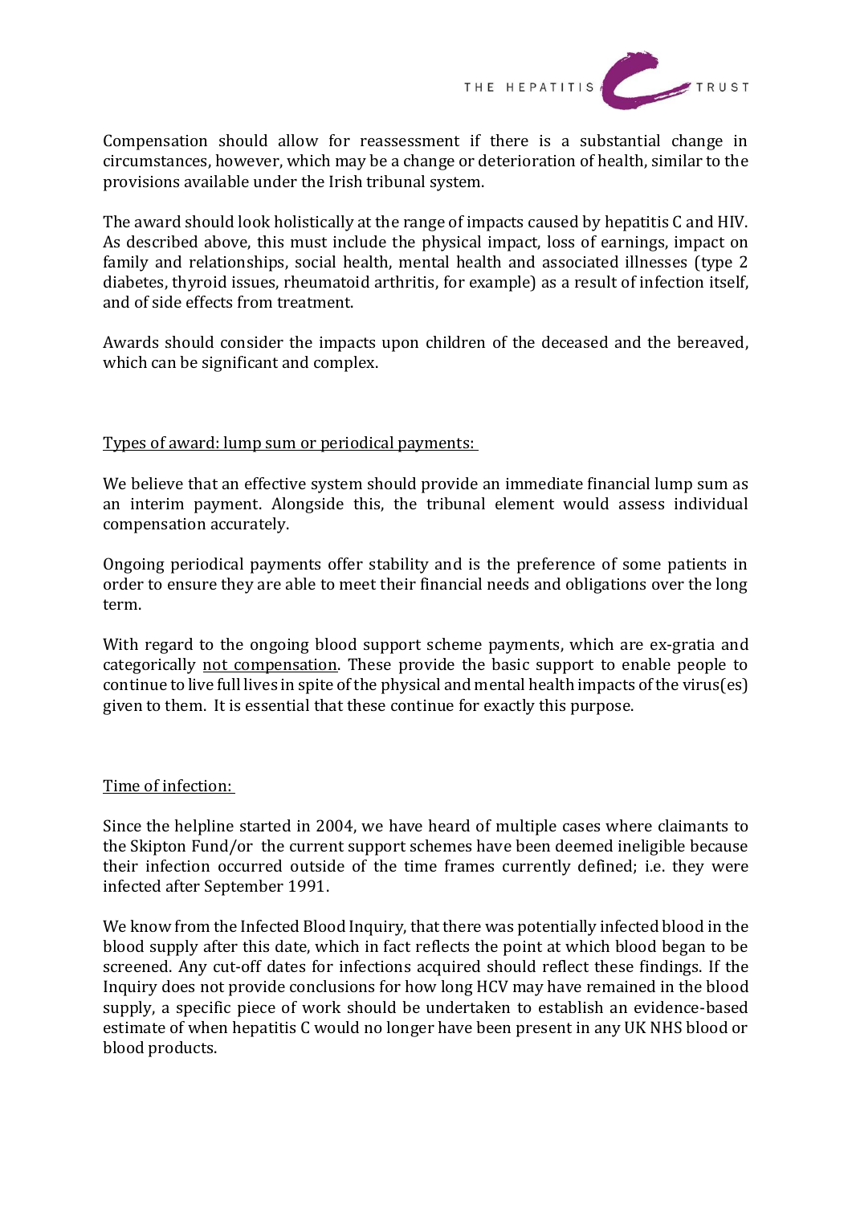Compensation should allow for reassessment if there is a substantial change in circumstances, however, which may be a change or deterioration of health, similar to the provisions available under the Irish tribunal system.

The award should look holistically at the range of impacts caused by hepatitis C and HIV. As described above, this must include the physical impact, loss of earnings, impact on family and relationships, social health, mental health and associated illnesses (type 2 diabetes, thyroid issues, rheumatoid arthritis, for example) as a result of infection itself, and of side effects from treatment.

Awards should consider the impacts upon children of the deceased and the bereaved, which can be significant and complex.

<u>Types of award: lump sum or periodical payments:</u>

We believe that an effective system should provide an immediate financial lump sum as an interim payment. Alongside this, the tribunal element would assess individual compensation accurately.

Ongoing periodical payments offer stability and is the preference of some patients in order to ensure they are able to meet their financial needs and obligations over the long term.

With regard to the ongoing blood support scheme payments, which are ex-gratia and categorically <u>not compensation</u>. These provide the basic support to enable people to continue to live full lives in spite of the physical and mental health impacts of the virus(es) given to them. It is essential that these continue for exactly this purpose.

<u>Time of infection:</u>

Since the helpline started in 2004, we have heard of multiple cases where claimants to the Skipton Fund/or the current support schemes have been deemed ineligible because their infection occurred outside of the time frames currently defined; i.e. they were infected after September 1991.

We know from the Infected Blood Inquiry, that there was potentially infected blood in the blood supply after this date, which in fact reflects the point at which blood began to be screened. Any cut-off dates for infections acquired should reflect these findings. If the Inquiry does not provide conclusions for how long HCV may have remained in the blood supply, a specific piece of work should be undertaken to establish an evidence-based estimate of when hepatitis C would no longer have been present in any UK NHS blood or blood products.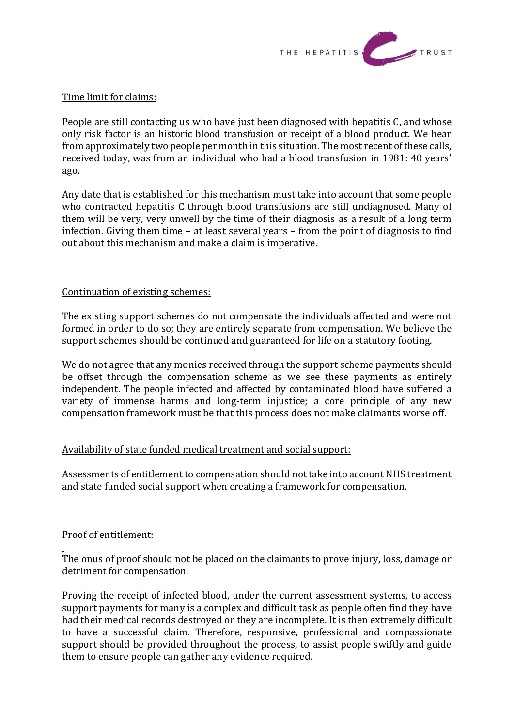Time limit for claims:

People are still contacting us who have just been diagnosed with hepatitis C, and whose only risk factor is an historic blood transfusion or receipt of a blood product. We hear from approximately two people per month in this situation. The most recent of these calls, received today, was from an individual who had a blood transfusion in 1981: 40 years' ago.

Any date that is established for this mechanism must take into account that some people who contracted hepatitis C through blood transfusions are still undiagnosed. Many of them will be very, very unwell by the time of their diagnosis as a result of a long term infection. Giving them time – at least several years – from the point of diagnosis to find out about this mechanism and make a claim is imperative.

Continuation of existing schemes:

The existing support schemes do not compensate the individuals affected and were not formed in order to do so; they are entirely separate from compensation. We believe the support schemes should be continued and guaranteed for life on a statutory footing.

We do not agree that any monies received through the support scheme payments should be offset through the compensation scheme as we see these payments as entirely independent. The people infected and affected by contaminated blood have suffered a variety of immense harms and long-term injustice; a core principle of any new compensation framework must be that this process does not make claimants worse off.

Availability of state funded medical treatment and social support:

Assessments of entitlement to compensation should not take into account NHS treatment and state funded social support when creating a framework for compensation.

Proof of entitlement:

The onus of proof should not be placed on the claimants to prove injury, loss, damage or detriment for compensation.

Proving the receipt of infected blood, under the current assessment systems, to access support payments for many is a complex and difficult task as people often find they have had their medical records destroyed or they are incomplete. It is then extremely difficult to have a successful claim. Therefore, responsive, professional and compassionate support should be provided throughout the process, to assist people swiftly and guide them to ensure people can gather any evidence required.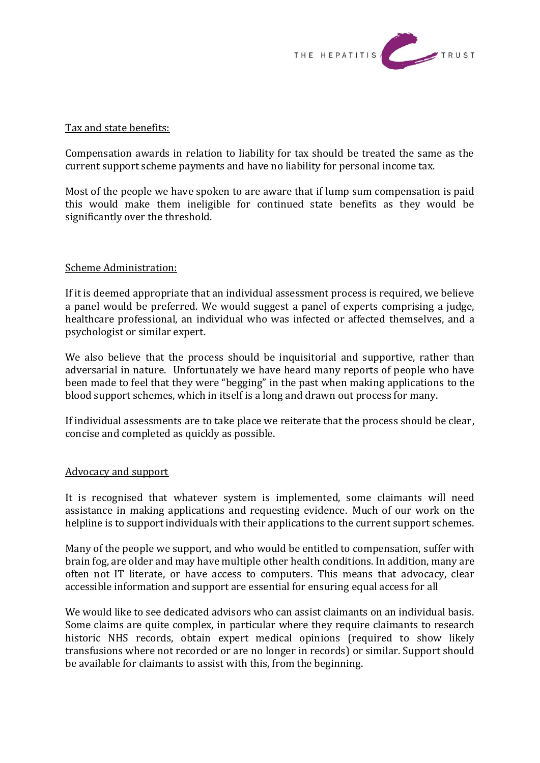Tax and state benefits:

Compensation awards in relation to liability for tax should be treated the same as the current support scheme payments and have no liability for personal income tax.

Most of the people we have spoken to are aware that if lump sum compensation is paid this would make them ineligible for continued state benefits as they would be significantly over the threshold.

Scheme Administration:

If it is deemed appropriate that an individual assessment process is required, we believe a panel would be preferred. We would suggest a panel of experts comprising a judge, healthcare professional, an individual who was infected or affected themselves, and a psychologist or similar expert.

We also believe that the process should be inquisitorial and supportive, rather than adversarial in nature. Unfortunately we have heard many reports of people who have been made to feel that they were "begging" in the past when making applications to the blood support schemes, which in itself is a long and drawn out process for many.

If individual assessments are to take place we reiterate that the process should be clear, concise and completed as quickly as possible.

Advocacy and support

It is recognised that whatever system is implemented, some claimants will need assistance in making applications and requesting evidence. Much of our work on the helpline is to support individuals with their applications to the current support schemes.

Many of the people we support, and who would be entitled to compensation, suffer with brain fog, are older and may have multiple other health conditions. In addition, many are often not IT literate, or have access to computers. This means that advocacy, clear accessible information and support are essential for ensuring equal access for all

We would like to see dedicated advisors who can assist claimants on an individual basis. Some claims are quite complex, in particular where they require claimants to research historic NHS records, obtain expert medical opinions (required to show likely transfusions where not recorded or are no longer in records) or similar. Support should be available for claimants to assist with this, from the beginning.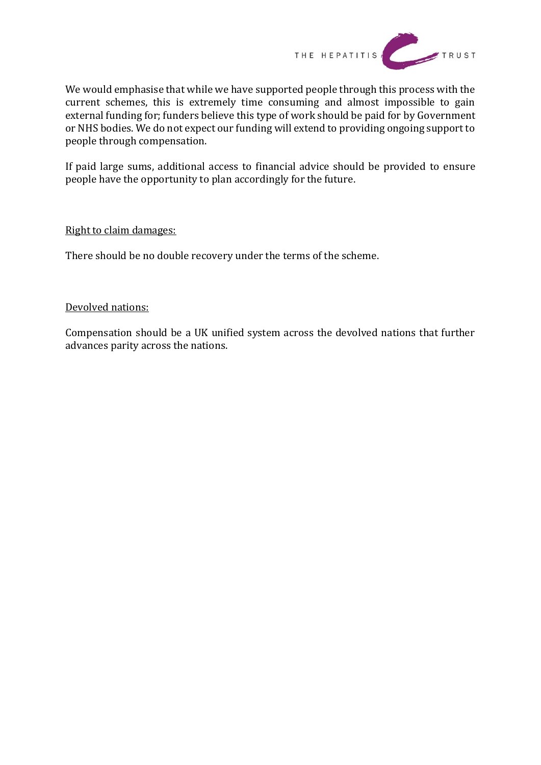We would emphasise that while we have supported people through this process with the current schemes, this is extremely time consuming and almost impossible to gain external funding for; funders believe this type of work should be paid for by Government or NHS bodies. We do not expect our funding will extend to providing ongoing support to people through compensation.

If paid large sums, additional access to financial advice should be provided to ensure people have the opportunity to plan accordingly for the future.

<u>Right to claim damages:</u>

There should be no double recovery under the terms of the scheme.

<u>Devolved nations:</u>

Compensation should be a UK unified system across the devolved nations that further advances parity across the nations.